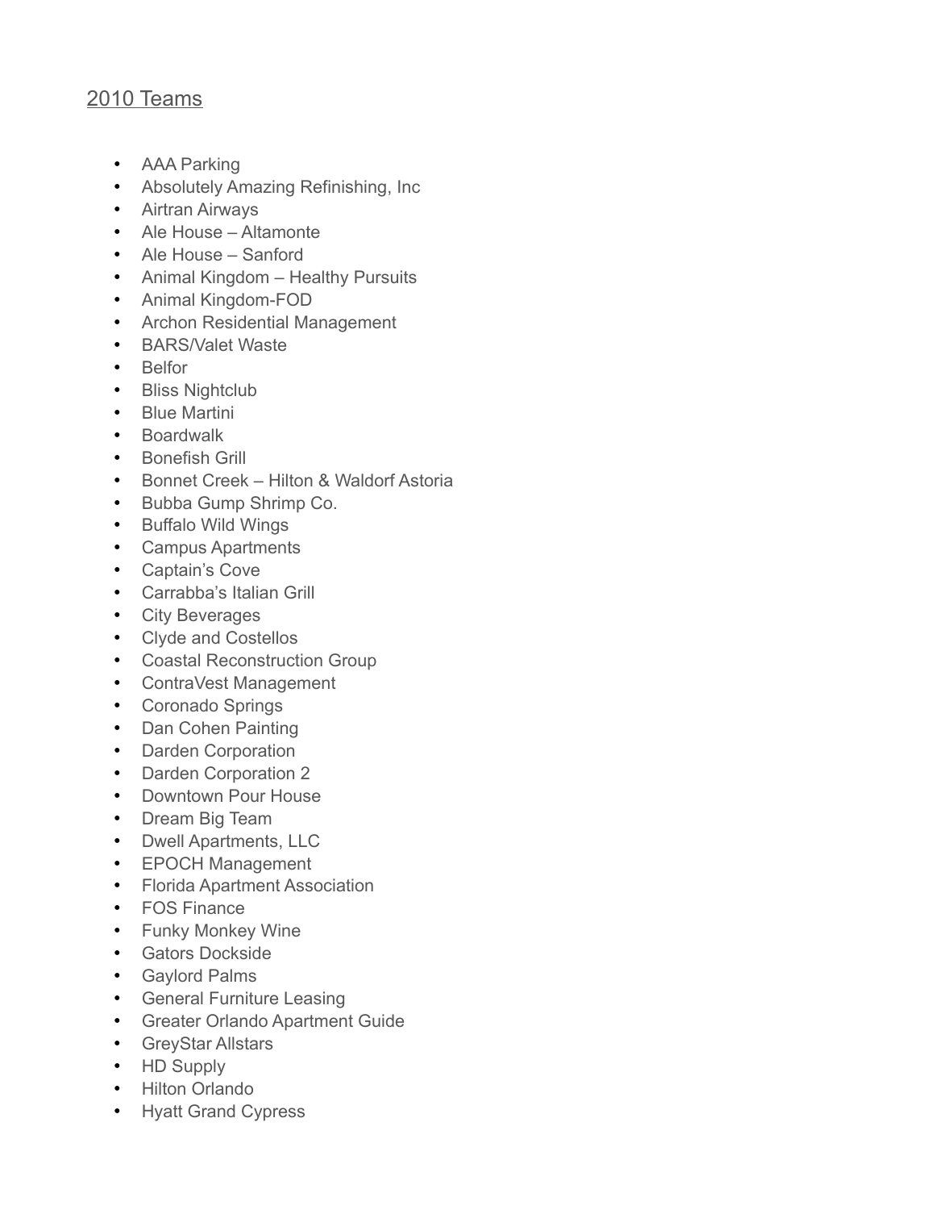## 2010 Teams

- AAA Parking
- Absolutely Amazing Refinishing, Inc
- Airtran Airways
- Ale House – Altamonte
- Ale House – Sanford
- Animal Kingdom – Healthy Pursuits
- Animal Kingdom-FOD
- Archon Residential Management
- BARS/Valet Waste
- Belfor
- Bliss Nightclub
- Blue Martini
- Boardwalk
- Bonefish Grill
- Bonnet Creek – Hilton & Waldorf Astoria
- Bubba Gump Shrimp Co.
- Buffalo Wild Wings
- Campus Apartments
- Captain's Cove
- Carrabba's Italian Grill
- City Beverages
- Clyde and Costellos
- Coastal Reconstruction Group
- ContraVest Management
- Coronado Springs
- Dan Cohen Painting
- Darden Corporation
- Darden Corporation 2
- Downtown Pour House
- Dream Big Team
- Dwell Apartments, LLC
- EPOCH Management
- Florida Apartment Association
- FOS Finance
- Funky Monkey Wine
- Gators Dockside
- Gaylord Palms
- General Furniture Leasing
- Greater Orlando Apartment Guide
- GreyStar Allstars
- HD Supply
- Hilton Orlando
- Hyatt Grand Cypress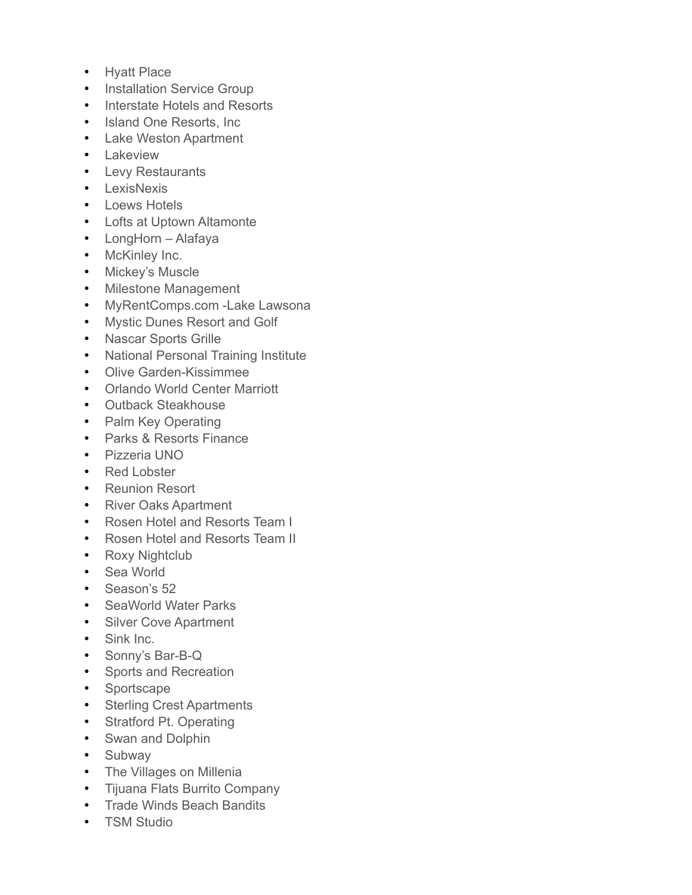- Hyatt Place
- Installation Service Group
- Interstate Hotels and Resorts
- Island One Resorts, Inc
- Lake Weston Apartment
- Lakeview
- Levy Restaurants
- LexisNexis
- Loews Hotels
- Lofts at Uptown Altamonte
- LongHorn – Alafaya
- McKinley Inc.
- Mickey's Muscle
- Milestone Management
- MyRentComps.com -Lake Lawsona
- Mystic Dunes Resort and Golf
- Nascar Sports Grille
- National Personal Training Institute
- Olive Garden-Kissimmee
- Orlando World Center Marriott
- Outback Steakhouse
- Palm Key Operating
- Parks & Resorts Finance
- Pizzeria UNO
- Red Lobster
- Reunion Resort
- River Oaks Apartment
- Rosen Hotel and Resorts Team I
- Rosen Hotel and Resorts Team II
- Roxy Nightclub
- Sea World
- Season's 52
- SeaWorld Water Parks
- Silver Cove Apartment
- Sink Inc.
- Sonny's Bar-B-Q
- Sports and Recreation
- Sportscape
- Sterling Crest Apartments
- Stratford Pt. Operating
- Swan and Dolphin
- Subway
- The Villages on Millenia
- Tijuana Flats Burrito Company
- Trade Winds Beach Bandits
- TSM Studio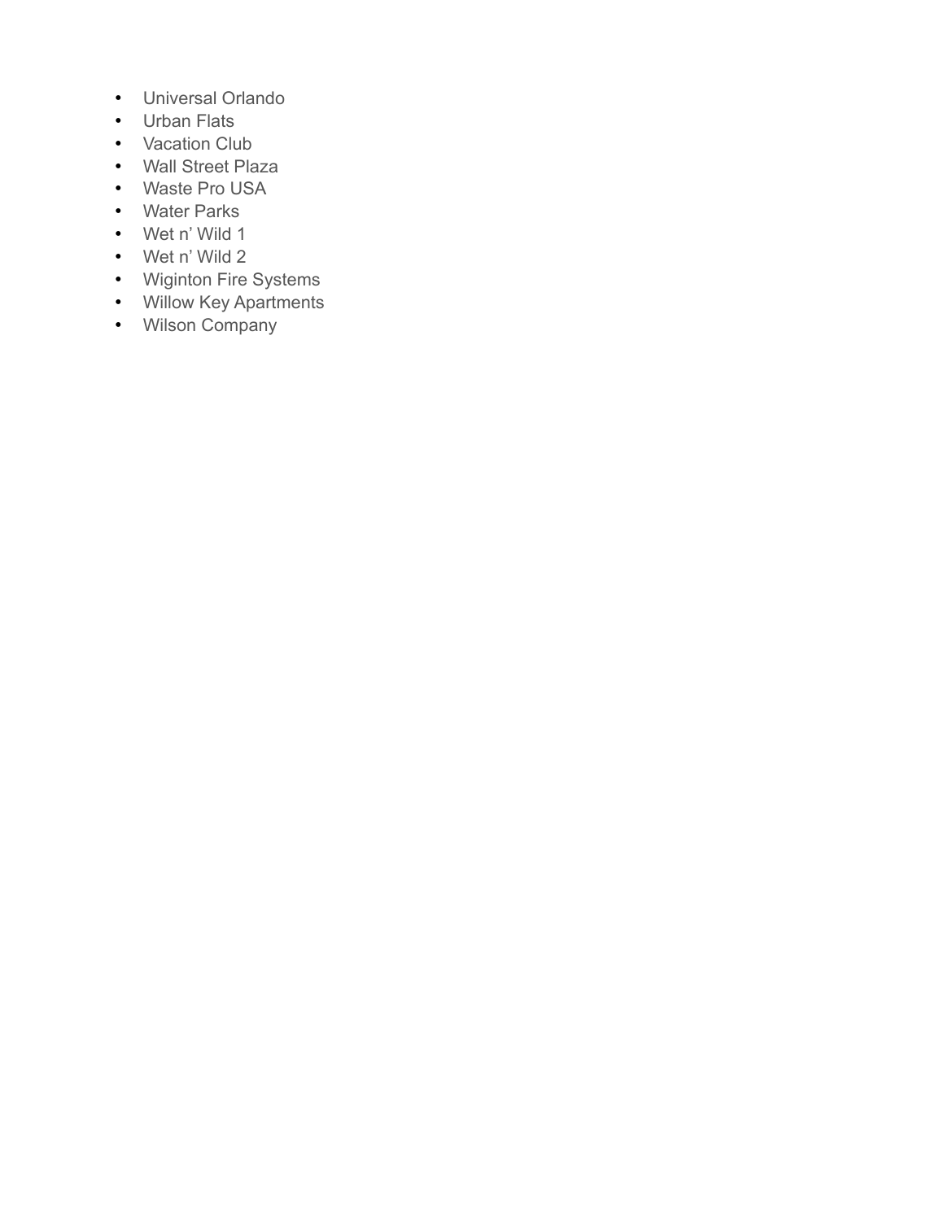- Universal Orlando
- Urban Flats
- Vacation Club
- Wall Street Plaza
- Waste Pro USA
- Water Parks
- Wet n' Wild 1
- Wet n' Wild 2
- Wiginton Fire Systems
- Willow Key Apartments
- Wilson Company